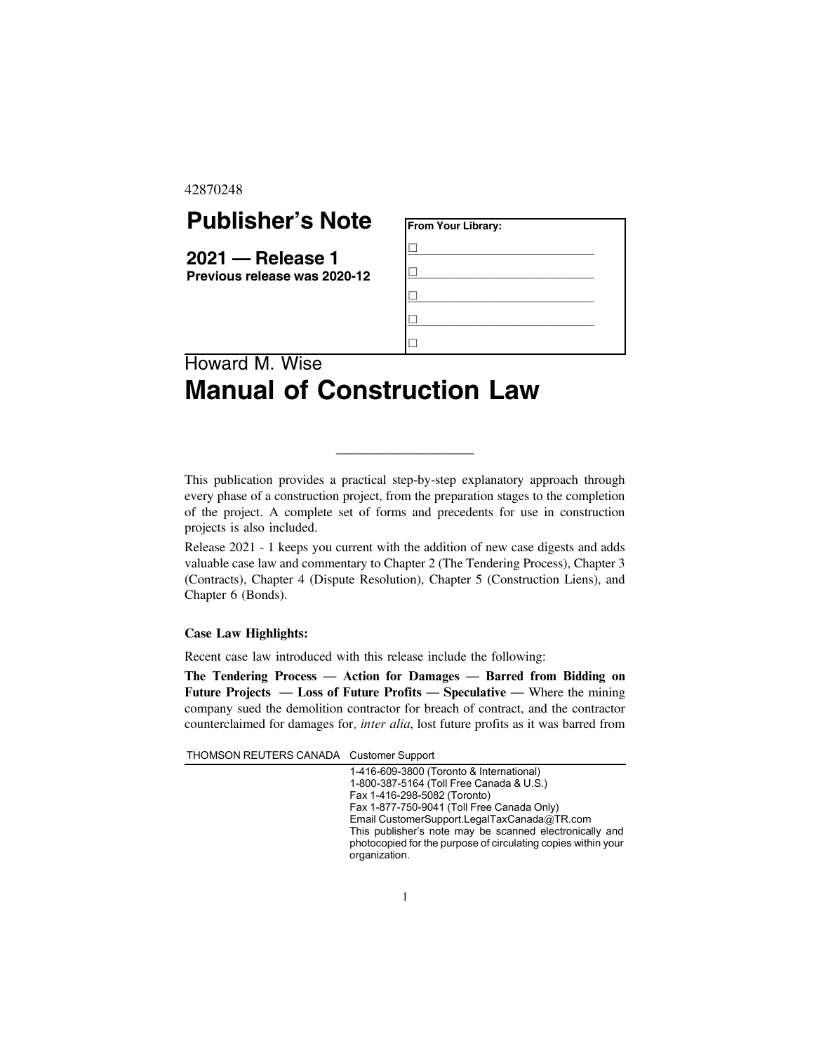42870248

# Publisher's Note

**2021 — Release 1**
**Previous release was 2020-12**

| From Your Library: |
|---|
| ☐ |
| ☐ |
| ☐ |
| ☐ |
| ☐ |

Howard M. Wise

# Manual of Construction Law

---

This publication provides a practical step-by-step explanatory approach through every phase of a construction project, from the preparation stages to the completion of the project. A complete set of forms and precedents for use in construction projects is also included.

Release 2021 - 1 keeps you current with the addition of new case digests and adds valuable case law and commentary to Chapter 2 (The Tendering Process), Chapter 3 (Contracts), Chapter 4 (Dispute Resolution), Chapter 5 (Construction Liens), and Chapter 6 (Bonds).

**Case Law Highlights:**

Recent case law introduced with this release include the following:

**The Tendering Process — Action for Damages — Barred from Bidding on Future Projects — Loss of Future Profits — Speculative —** Where the mining company sued the demolition contractor for breach of contract, and the contractor counterclaimed for damages for*, inter alia*, lost future profits as it was barred from

THOMSON REUTERS CANADA Customer Support

1-416-609-3800 (Toronto & International)
1-800-387-5164 (Toll Free Canada & U.S.)
Fax 1-416-298-5082 (Toronto)
Fax 1-877-750-9041 (Toll Free Canada Only)
Email CustomerSupport.LegalTaxCanada@TR.com
This publisher's note may be scanned electronically and photocopied for the purpose of circulating copies within your organization.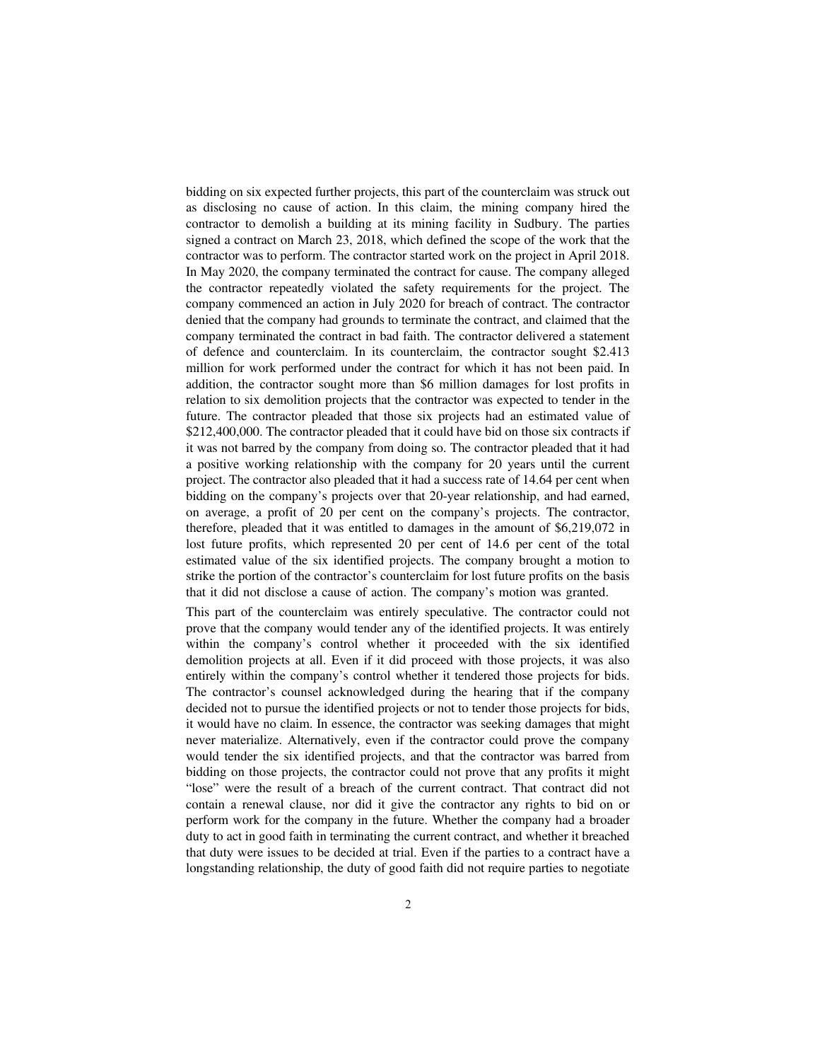bidding on six expected further projects, this part of the counterclaim was struck out as disclosing no cause of action. In this claim, the mining company hired the contractor to demolish a building at its mining facility in Sudbury. The parties signed a contract on March 23, 2018, which defined the scope of the work that the contractor was to perform. The contractor started work on the project in April 2018. In May 2020, the company terminated the contract for cause. The company alleged the contractor repeatedly violated the safety requirements for the project. The company commenced an action in July 2020 for breach of contract. The contractor denied that the company had grounds to terminate the contract, and claimed that the company terminated the contract in bad faith. The contractor delivered a statement of defence and counterclaim. In its counterclaim, the contractor sought $2.413 million for work performed under the contract for which it has not been paid. In addition, the contractor sought more than $6 million damages for lost profits in relation to six demolition projects that the contractor was expected to tender in the future. The contractor pleaded that those six projects had an estimated value of $212,400,000. The contractor pleaded that it could have bid on those six contracts if it was not barred by the company from doing so. The contractor pleaded that it had a positive working relationship with the company for 20 years until the current project. The contractor also pleaded that it had a success rate of 14.64 per cent when bidding on the company's projects over that 20-year relationship, and had earned, on average, a profit of 20 per cent on the company's projects. The contractor, therefore, pleaded that it was entitled to damages in the amount of $6,219,072 in lost future profits, which represented 20 per cent of 14.6 per cent of the total estimated value of the six identified projects. The company brought a motion to strike the portion of the contractor's counterclaim for lost future profits on the basis that it did not disclose a cause of action. The company's motion was granted.

This part of the counterclaim was entirely speculative. The contractor could not prove that the company would tender any of the identified projects. It was entirely within the company's control whether it proceeded with the six identified demolition projects at all. Even if it did proceed with those projects, it was also entirely within the company's control whether it tendered those projects for bids. The contractor's counsel acknowledged during the hearing that if the company decided not to pursue the identified projects or not to tender those projects for bids, it would have no claim. In essence, the contractor was seeking damages that might never materialize. Alternatively, even if the contractor could prove the company would tender the six identified projects, and that the contractor was barred from bidding on those projects, the contractor could not prove that any profits it might "lose" were the result of a breach of the current contract. That contract did not contain a renewal clause, nor did it give the contractor any rights to bid on or perform work for the company in the future. Whether the company had a broader duty to act in good faith in terminating the current contract, and whether it breached that duty were issues to be decided at trial. Even if the parties to a contract have a longstanding relationship, the duty of good faith did not require parties to negotiate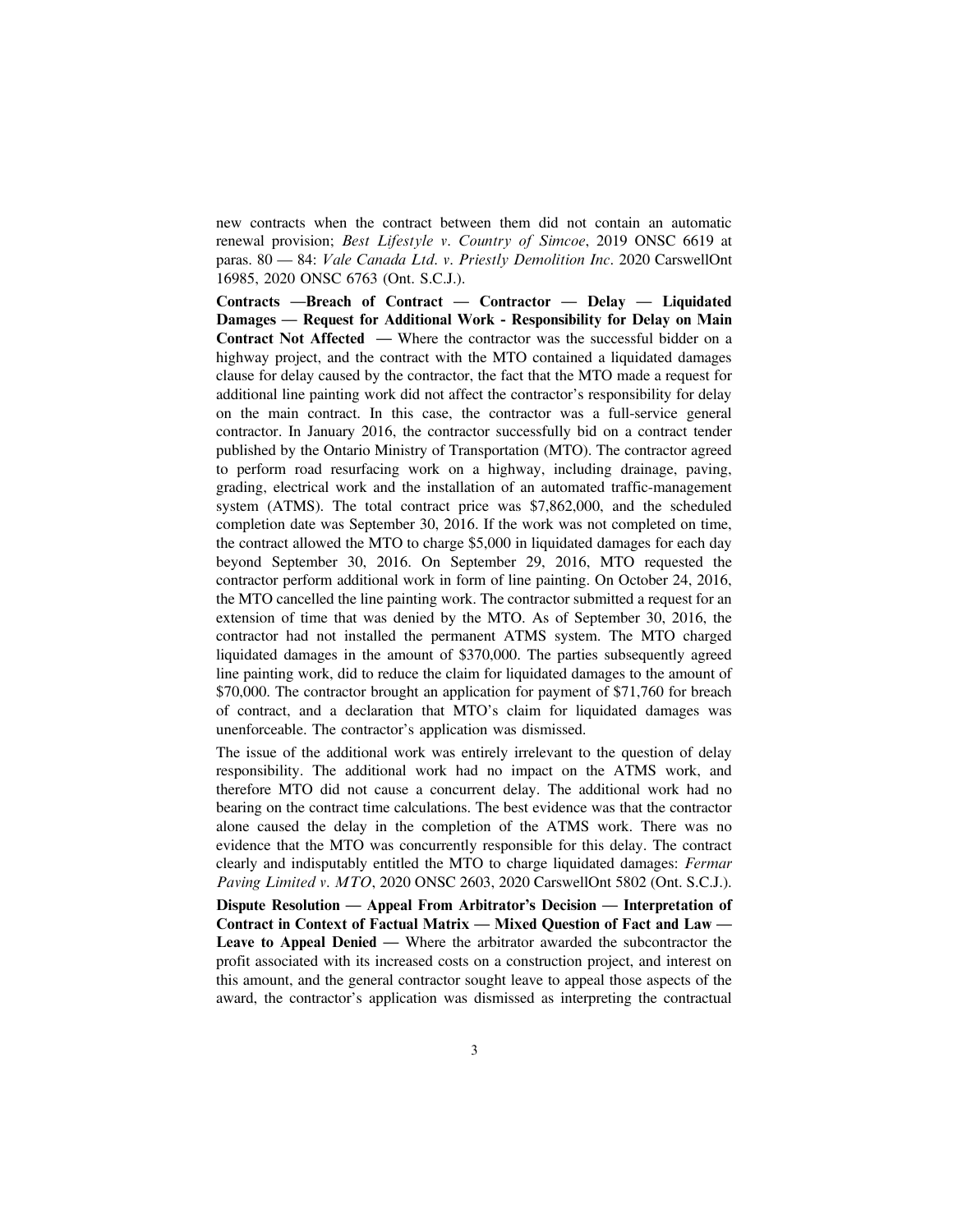new contracts when the contract between them did not contain an automatic renewal provision; *Best Lifestyle v. Country of Simcoe*, 2019 ONSC 6619 at paras. 80 — 84: *Vale Canada Ltd. v. Priestly Demolition Inc.* 2020 CarswellOnt 16985, 2020 ONSC 6763 (Ont. S.C.J.).

**Contracts —Breach of Contract — Contractor — Delay — Liquidated Damages — Request for Additional Work - Responsibility for Delay on Main Contract Not Affected —** Where the contractor was the successful bidder on a highway project, and the contract with the MTO contained a liquidated damages clause for delay caused by the contractor, the fact that the MTO made a request for additional line painting work did not affect the contractor's responsibility for delay on the main contract. In this case, the contractor was a full-service general contractor. In January 2016, the contractor successfully bid on a contract tender published by the Ontario Ministry of Transportation (MTO). The contractor agreed to perform road resurfacing work on a highway, including drainage, paving, grading, electrical work and the installation of an automated traffic-management system (ATMS). The total contract price was $7,862,000, and the scheduled completion date was September 30, 2016. If the work was not completed on time, the contract allowed the MTO to charge $5,000 in liquidated damages for each day beyond September 30, 2016. On September 29, 2016, MTO requested the contractor perform additional work in form of line painting. On October 24, 2016, the MTO cancelled the line painting work. The contractor submitted a request for an extension of time that was denied by the MTO. As of September 30, 2016, the contractor had not installed the permanent ATMS system. The MTO charged liquidated damages in the amount of $370,000. The parties subsequently agreed line painting work, did to reduce the claim for liquidated damages to the amount of $70,000. The contractor brought an application for payment of $71,760 for breach of contract, and a declaration that MTO's claim for liquidated damages was unenforceable. The contractor's application was dismissed.

The issue of the additional work was entirely irrelevant to the question of delay responsibility. The additional work had no impact on the ATMS work, and therefore MTO did not cause a concurrent delay. The additional work had no bearing on the contract time calculations. The best evidence was that the contractor alone caused the delay in the completion of the ATMS work. There was no evidence that the MTO was concurrently responsible for this delay. The contract clearly and indisputably entitled the MTO to charge liquidated damages: *Fermar Paving Limited v. MTO*, 2020 ONSC 2603, 2020 CarswellOnt 5802 (Ont. S.C.J.).

**Dispute Resolution — Appeal From Arbitrator's Decision — Interpretation of Contract in Context of Factual Matrix — Mixed Question of Fact and Law — Leave to Appeal Denied —** Where the arbitrator awarded the subcontractor the profit associated with its increased costs on a construction project, and interest on this amount, and the general contractor sought leave to appeal those aspects of the award, the contractor's application was dismissed as interpreting the contractual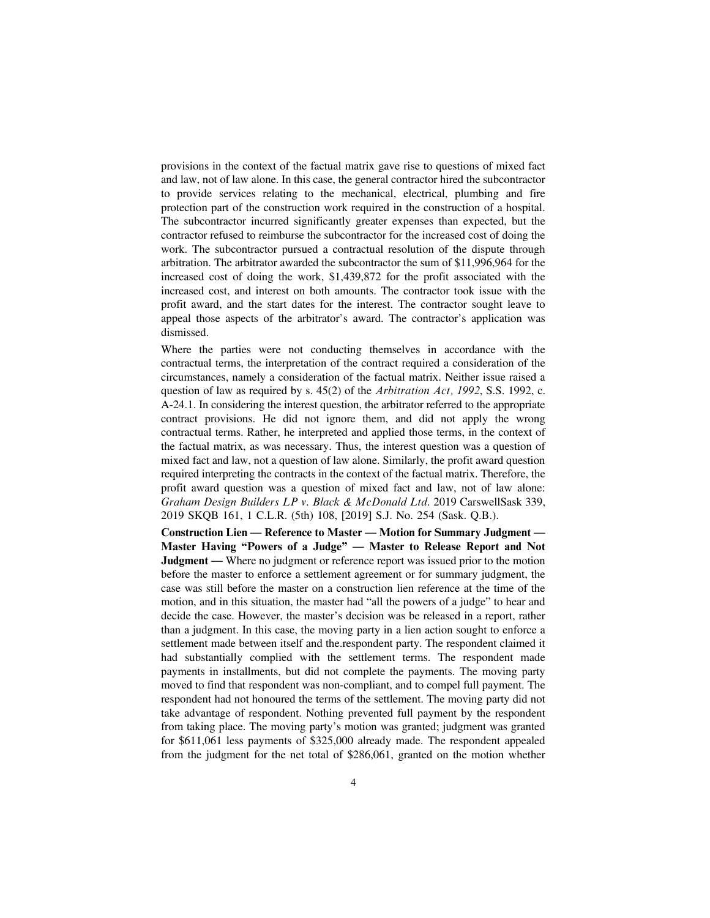provisions in the context of the factual matrix gave rise to questions of mixed fact and law, not of law alone. In this case, the general contractor hired the subcontractor to provide services relating to the mechanical, electrical, plumbing and fire protection part of the construction work required in the construction of a hospital. The subcontractor incurred significantly greater expenses than expected, but the contractor refused to reimburse the subcontractor for the increased cost of doing the work. The subcontractor pursued a contractual resolution of the dispute through arbitration. The arbitrator awarded the subcontractor the sum of $11,996,964 for the increased cost of doing the work, $1,439,872 for the profit associated with the increased cost, and interest on both amounts. The contractor took issue with the profit award, and the start dates for the interest. The contractor sought leave to appeal those aspects of the arbitrator's award. The contractor's application was dismissed.

Where the parties were not conducting themselves in accordance with the contractual terms, the interpretation of the contract required a consideration of the circumstances, namely a consideration of the factual matrix. Neither issue raised a question of law as required by s. 45(2) of the *Arbitration Act, 1992*, S.S. 1992, c. A-24.1. In considering the interest question, the arbitrator referred to the appropriate contract provisions. He did not ignore them, and did not apply the wrong contractual terms. Rather, he interpreted and applied those terms, in the context of the factual matrix, as was necessary. Thus, the interest question was a question of mixed fact and law, not a question of law alone. Similarly, the profit award question required interpreting the contracts in the context of the factual matrix. Therefore, the profit award question was a question of mixed fact and law, not of law alone: *Graham Design Builders LP v. Black & McDonald Ltd.* 2019 CarswellSask 339, 2019 SKQB 161, 1 C.L.R. (5th) 108, [2019] S.J. No. 254 (Sask. Q.B.).

**Construction Lien — Reference to Master — Motion for Summary Judgment — Master Having "Powers of a Judge" — Master to Release Report and Not Judgment —** Where no judgment or reference report was issued prior to the motion before the master to enforce a settlement agreement or for summary judgment, the case was still before the master on a construction lien reference at the time of the motion, and in this situation, the master had "all the powers of a judge" to hear and decide the case. However, the master's decision was be released in a report, rather than a judgment. In this case, the moving party in a lien action sought to enforce a settlement made between itself and the.respondent party. The respondent claimed it had substantially complied with the settlement terms. The respondent made payments in installments, but did not complete the payments. The moving party moved to find that respondent was non-compliant, and to compel full payment. The respondent had not honoured the terms of the settlement. The moving party did not take advantage of respondent. Nothing prevented full payment by the respondent from taking place. The moving party's motion was granted; judgment was granted for $611,061 less payments of $325,000 already made. The respondent appealed from the judgment for the net total of $286,061, granted on the motion whether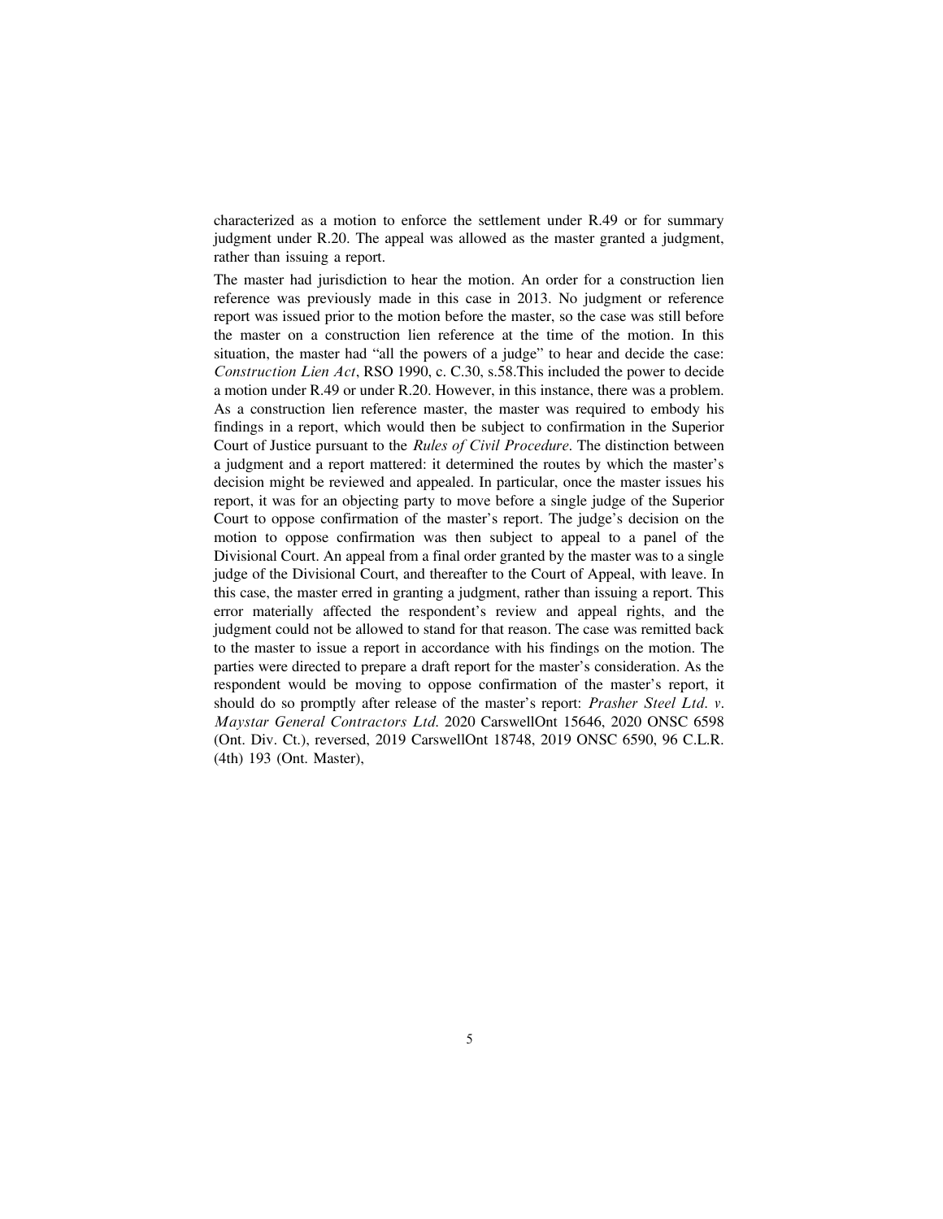characterized as a motion to enforce the settlement under R.49 or for summary judgment under R.20. The appeal was allowed as the master granted a judgment, rather than issuing a report.

The master had jurisdiction to hear the motion. An order for a construction lien reference was previously made in this case in 2013. No judgment or reference report was issued prior to the motion before the master, so the case was still before the master on a construction lien reference at the time of the motion. In this situation, the master had "all the powers of a judge" to hear and decide the case: *Construction Lien Act*, RSO 1990, c. C.30, s.58.This included the power to decide a motion under R.49 or under R.20. However, in this instance, there was a problem. As a construction lien reference master, the master was required to embody his findings in a report, which would then be subject to confirmation in the Superior Court of Justice pursuant to the *Rules of Civil Procedure*. The distinction between a judgment and a report mattered: it determined the routes by which the master's decision might be reviewed and appealed. In particular, once the master issues his report, it was for an objecting party to move before a single judge of the Superior Court to oppose confirmation of the master's report. The judge's decision on the motion to oppose confirmation was then subject to appeal to a panel of the Divisional Court. An appeal from a final order granted by the master was to a single judge of the Divisional Court, and thereafter to the Court of Appeal, with leave. In this case, the master erred in granting a judgment, rather than issuing a report. This error materially affected the respondent's review and appeal rights, and the judgment could not be allowed to stand for that reason. The case was remitted back to the master to issue a report in accordance with his findings on the motion. The parties were directed to prepare a draft report for the master's consideration. As the respondent would be moving to oppose confirmation of the master's report, it should do so promptly after release of the master's report: *Prasher Steel Ltd. v. Maystar General Contractors Ltd.* 2020 CarswellOnt 15646, 2020 ONSC 6598 (Ont. Div. Ct.), reversed, 2019 CarswellOnt 18748, 2019 ONSC 6590, 96 C.L.R. (4th) 193 (Ont. Master),